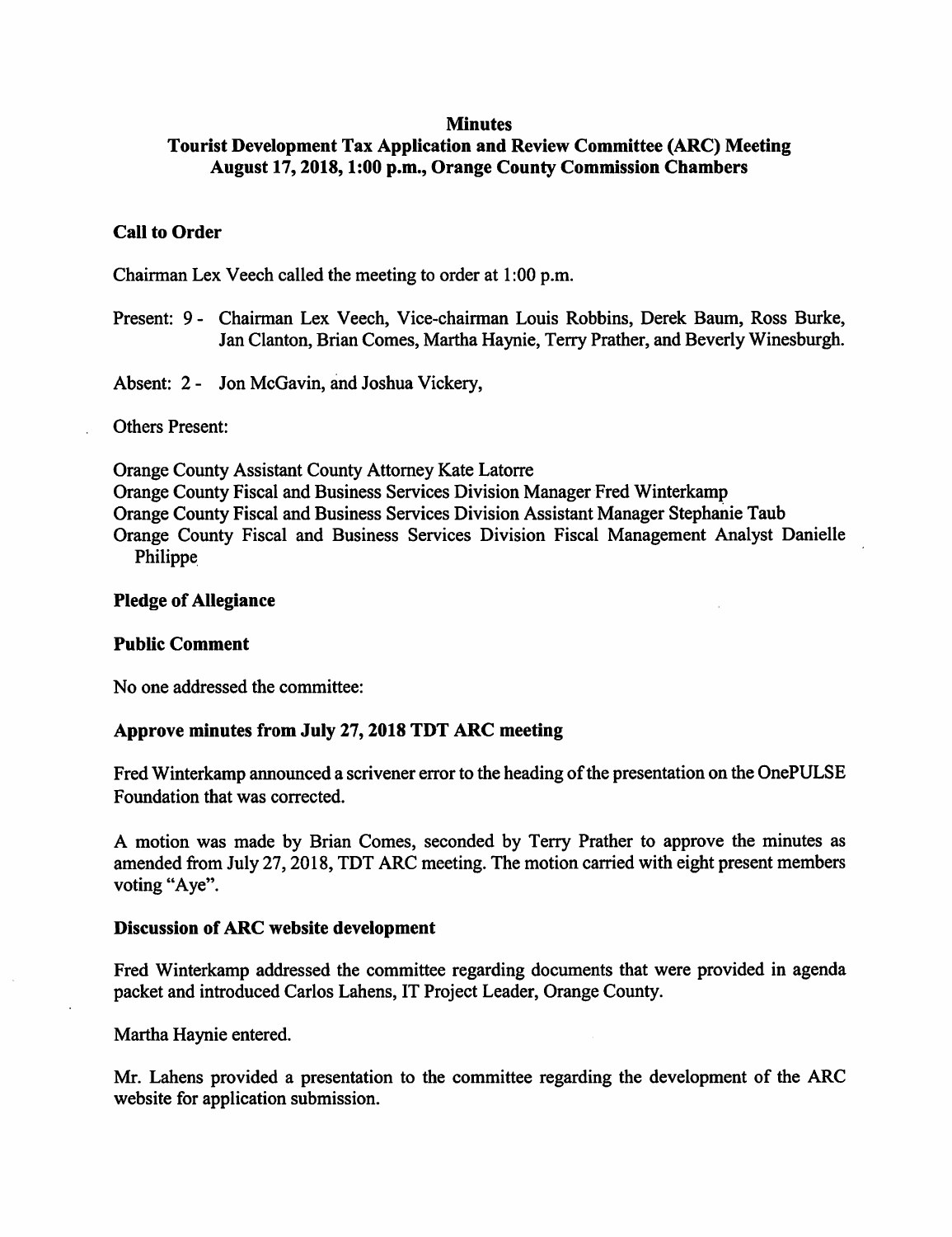# Minutes
## Tourist Development Tax Application and Review Committee (ARC) Meeting
## August 17, 2018, 1:00 p.m., Orange County Commission Chambers

### Call to Order

Chairman Lex Veech called the meeting to order at 1:00 p.m.

Present: 9 - Chairman Lex Veech, Vice-chairman Louis Robbins, Derek Baum, Ross Burke, Jan Clanton, Brian Comes, Martha Haynie, Terry Prather, and Beverly Winesburgh.

Absent: 2 - Jon McGavin, and Joshua Vickery,

Others Present:

Orange County Assistant County Attorney Kate Latorre
Orange County Fiscal and Business Services Division Manager Fred Winterkamp
Orange County Fiscal and Business Services Division Assistant Manager Stephanie Taub
Orange County Fiscal and Business Services Division Fiscal Management Analyst Danielle Philippe

### Pledge of Allegiance

### Public Comment

No one addressed the committee:

### Approve minutes from July 27, 2018 TDT ARC meeting

Fred Winterkamp announced a scrivener error to the heading of the presentation on the OnePULSE Foundation that was corrected.

A motion was made by Brian Comes, seconded by Terry Prather to approve the minutes as amended from July 27, 2018, TDT ARC meeting. The motion carried with eight present members voting "Aye".

### Discussion of ARC website development

Fred Winterkamp addressed the committee regarding documents that were provided in agenda packet and introduced Carlos Lahens, IT Project Leader, Orange County.

Martha Haynie entered.

Mr. Lahens provided a presentation to the committee regarding the development of the ARC website for application submission.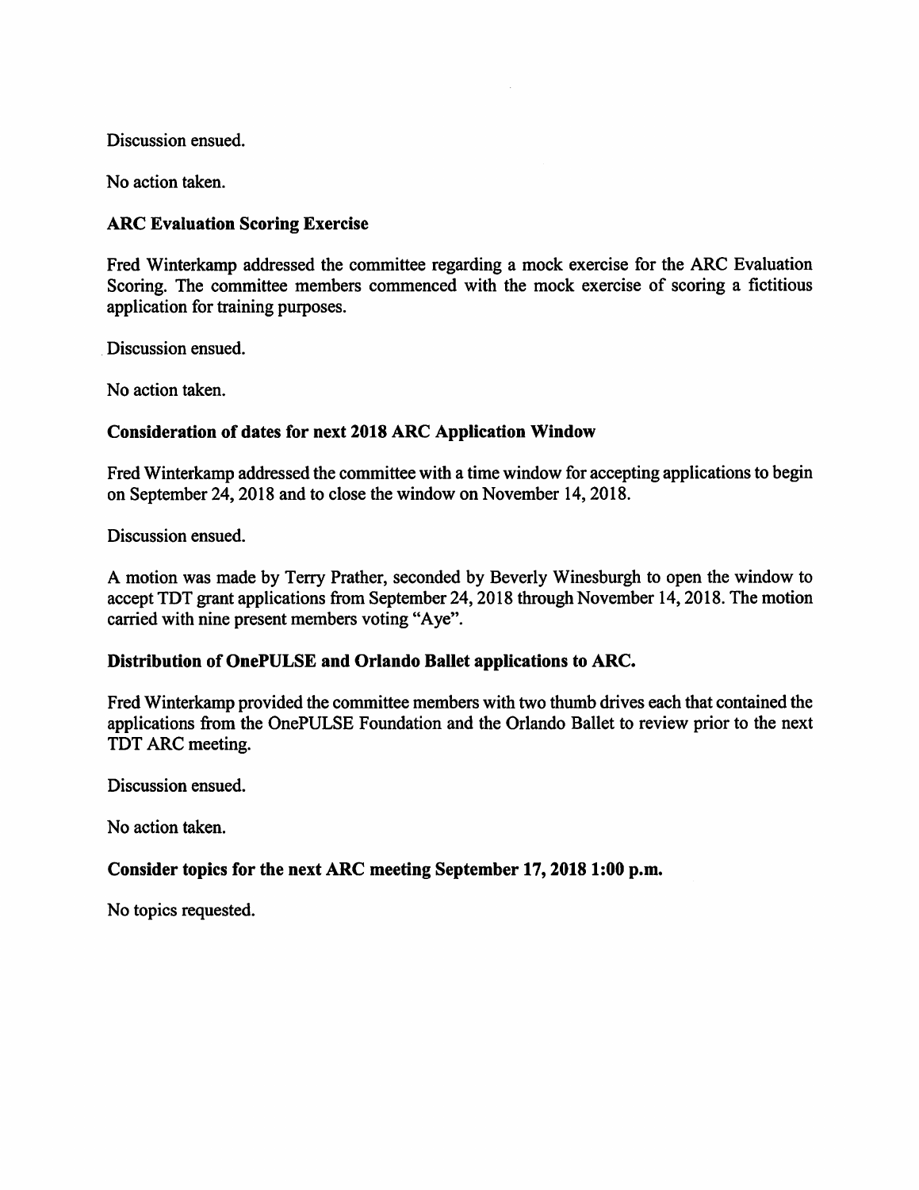Discussion ensued.

No action taken.

**ARC Evaluation Scoring Exercise**

Fred Winterkamp addressed the committee regarding a mock exercise for the ARC Evaluation Scoring. The committee members commenced with the mock exercise of scoring a fictitious application for training purposes.

Discussion ensued.

No action taken.

**Consideration of dates for next 2018 ARC Application Window**

Fred Winterkamp addressed the committee with a time window for accepting applications to begin on September 24, 2018 and to close the window on November 14, 2018.

Discussion ensued.

A motion was made by Terry Prather, seconded by Beverly Winesburgh to open the window to accept TDT grant applications from September 24, 2018 through November 14, 2018. The motion carried with nine present members voting "Aye".

**Distribution of OnePULSE and Orlando Ballet applications to ARC.**

Fred Winterkamp provided the committee members with two thumb drives each that contained the applications from the OnePULSE Foundation and the Orlando Ballet to review prior to the next TDT ARC meeting.

Discussion ensued.

No action taken.

**Consider topics for the next ARC meeting September 17, 2018 1:00 p.m.**

No topics requested.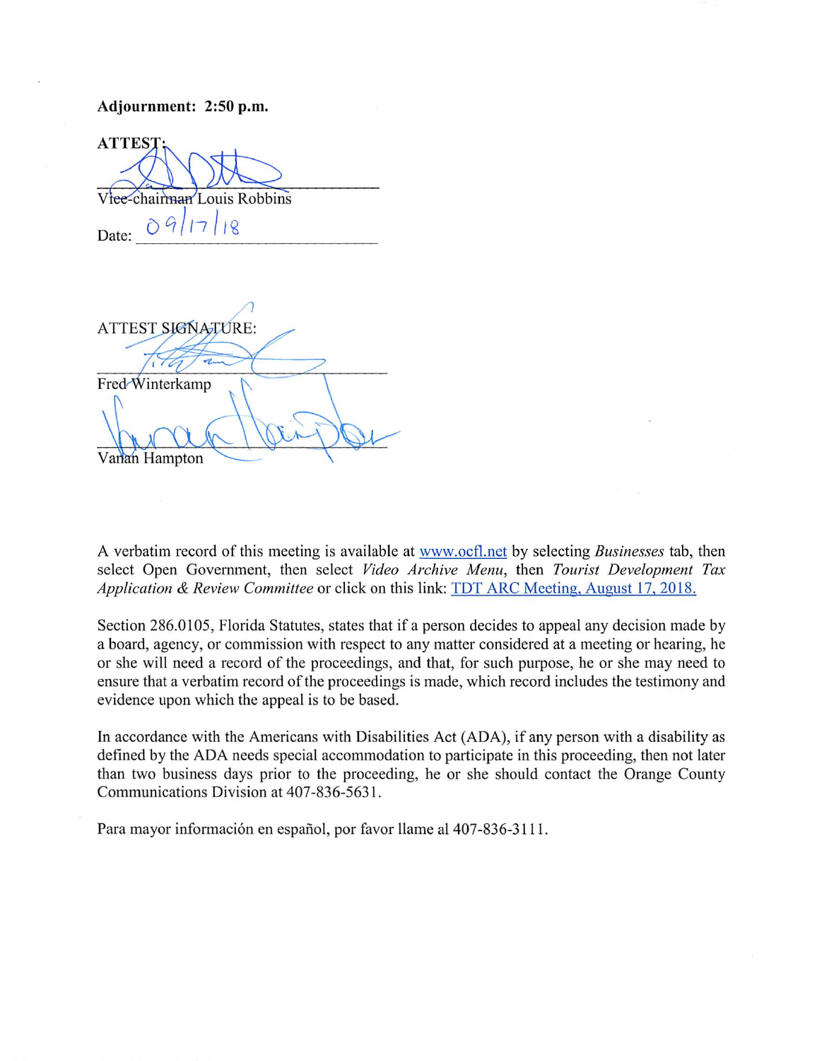**Adjournment: 2:50 p.m.**

**ATTEST:**

Vice-chairman Louis Robbins

Date: 09/17/18

ATTEST SIGNATURE:

Fred Winterkamp

Vanan Hampton

A verbatim record of this meeting is available at [www.ocfl.net](www.ocfl.net) by selecting *Businesses* tab, then select Open Government, then select *Video Archive Menu*, then *Tourist Development Tax Application & Review Committee* or click on this link: TDT ARC Meeting, August 17, 2018.

Section 286.0105, Florida Statutes, states that if a person decides to appeal any decision made by a board, agency, or commission with respect to any matter considered at a meeting or hearing, he or she will need a record of the proceedings, and that, for such purpose, he or she may need to ensure that a verbatim record of the proceedings is made, which record includes the testimony and evidence upon which the appeal is to be based.

In accordance with the Americans with Disabilities Act (ADA), if any person with a disability as defined by the ADA needs special accommodation to participate in this proceeding, then not later than two business days prior to the proceeding, he or she should contact the Orange County Communications Division at 407-836-5631.

Para mayor información en español, por favor llame al 407-836-3111.